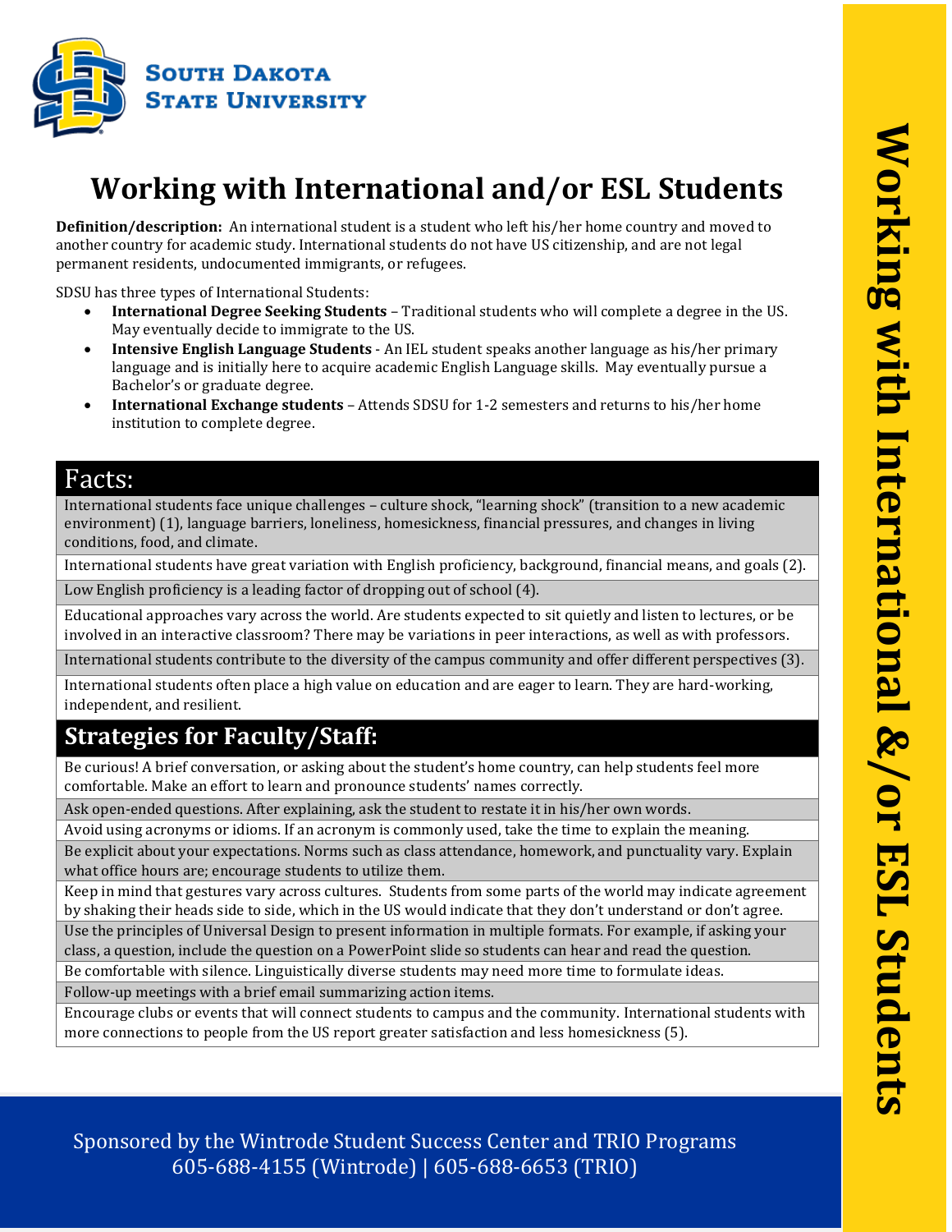South Dakota State University

# Working with International and/or ESL Students

**Definition/description:** An international student is a student who left his/her home country and moved to another country for academic study. International students do not have US citizenship, and are not legal permanent residents, undocumented immigrants, or refugees.

SDSU has three types of International Students:

- **International Degree Seeking Students** – Traditional students who will complete a degree in the US. May eventually decide to immigrate to the US.
- **Intensive English Language Students** - An IEL student speaks another language as his/her primary language and is initially here to acquire academic English Language skills. May eventually pursue a Bachelor's or graduate degree.
- **International Exchange students** – Attends SDSU for 1-2 semesters and returns to his/her home institution to complete degree.

## Facts:

- International students face unique challenges – culture shock, "learning shock" (transition to a new academic environment) (1), language barriers, loneliness, homesickness, financial pressures, and changes in living conditions, food, and climate.
- International students have great variation with English proficiency, background, financial means, and goals (2).
- Low English proficiency is a leading factor of dropping out of school (4).
- Educational approaches vary across the world. Are students expected to sit quietly and listen to lectures, or be involved in an interactive classroom? There may be variations in peer interactions, as well as with professors.
- International students contribute to the diversity of the campus community and offer different perspectives (3).
- International students often place a high value on education and are eager to learn. They are hard-working, independent, and resilient.

## Strategies for Faculty/Staff:

- Be curious! A brief conversation, or asking about the student's home country, can help students feel more comfortable. Make an effort to learn and pronounce students' names correctly.
- Ask open-ended questions. After explaining, ask the student to restate it in his/her own words.
- Avoid using acronyms or idioms. If an acronym is commonly used, take the time to explain the meaning.
- Be explicit about your expectations. Norms such as class attendance, homework, and punctuality vary. Explain what office hours are; encourage students to utilize them.
- Keep in mind that gestures vary across cultures. Students from some parts of the world may indicate agreement by shaking their heads side to side, which in the US would indicate that they don't understand or don't agree.
- Use the principles of Universal Design to present information in multiple formats. For example, if asking your class, a question, include the question on a PowerPoint slide so students can hear and read the question.
- Be comfortable with silence. Linguistically diverse students may need more time to formulate ideas.
- Follow-up meetings with a brief email summarizing action items.
- Encourage clubs or events that will connect students to campus and the community. International students with more connections to people from the US report greater satisfaction and less homesickness (5).

Sponsored by the Wintrode Student Success Center and TRIO Programs
605-688-4155 (Wintrode) | 605-688-6653 (TRIO)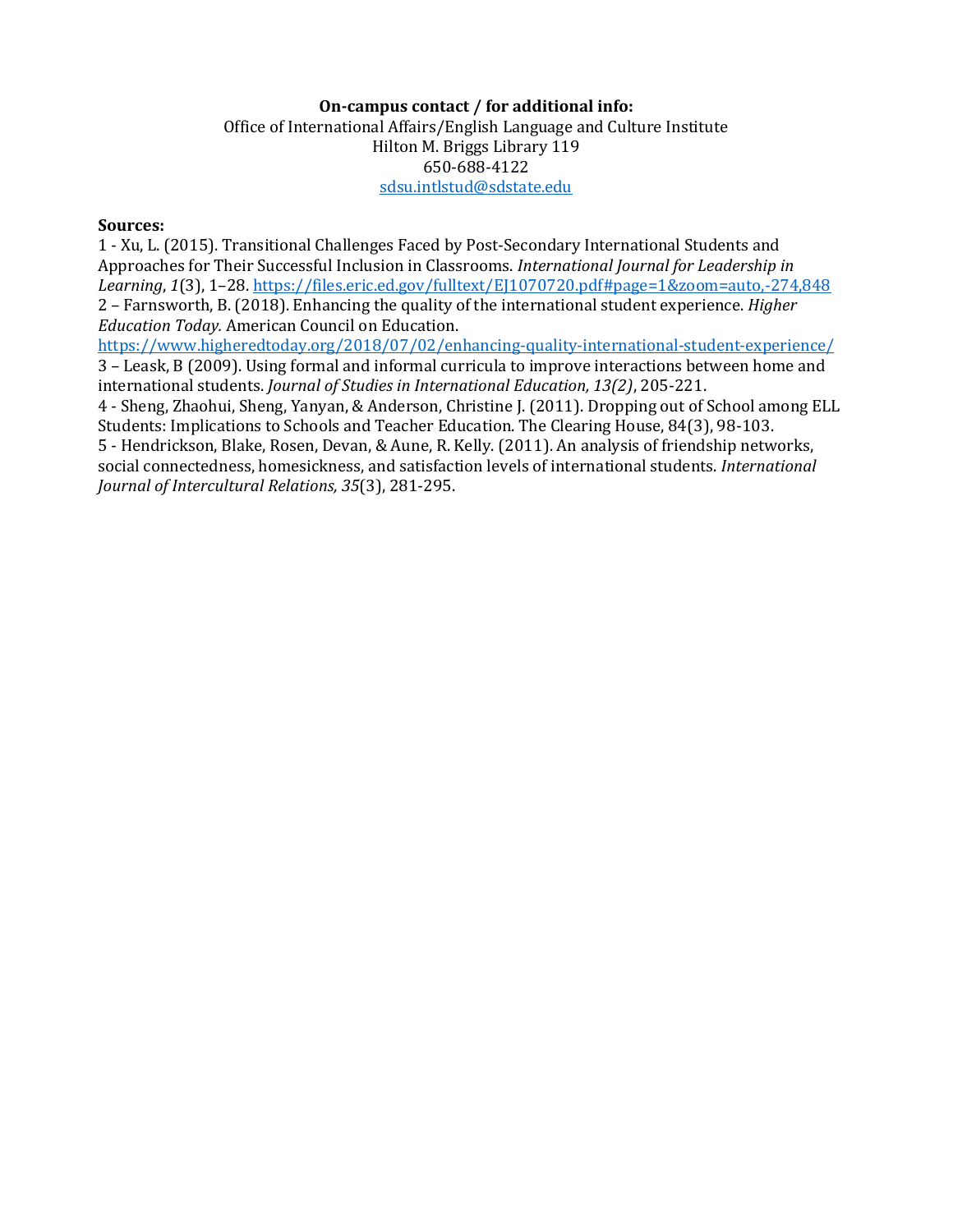**On-campus contact / for additional info:**
Office of International Affairs/English Language and Culture Institute
Hilton M. Briggs Library 119
650-688-4122
sdsu.intlstud@sdstate.edu

**Sources:**

1 - Xu, L. (2015). Transitional Challenges Faced by Post-Secondary International Students and Approaches for Their Successful Inclusion in Classrooms. *International Journal for Leadership in Learning*, *1*(3), 1–28. https://files.eric.ed.gov/fulltext/EJ1070720.pdf#page=1&zoom=auto,-274,848

2 – Farnsworth, B. (2018). Enhancing the quality of the international student experience. *Higher Education Today.* American Council on Education. https://www.higheredtoday.org/2018/07/02/enhancing-quality-international-student-experience/

3 – Leask, B (2009). Using formal and informal curricula to improve interactions between home and international students. *Journal of Studies in International Education, 13(2)*, 205-221.

4 - Sheng, Zhaohui, Sheng, Yanyan, & Anderson, Christine J. (2011). Dropping out of School among ELL Students: Implications to Schools and Teacher Education. The Clearing House, 84(3), 98-103.

5 - Hendrickson, Blake, Rosen, Devan, & Aune, R. Kelly. (2011). An analysis of friendship networks, social connectedness, homesickness, and satisfaction levels of international students. *International Journal of Intercultural Relations, 35*(3), 281-295.